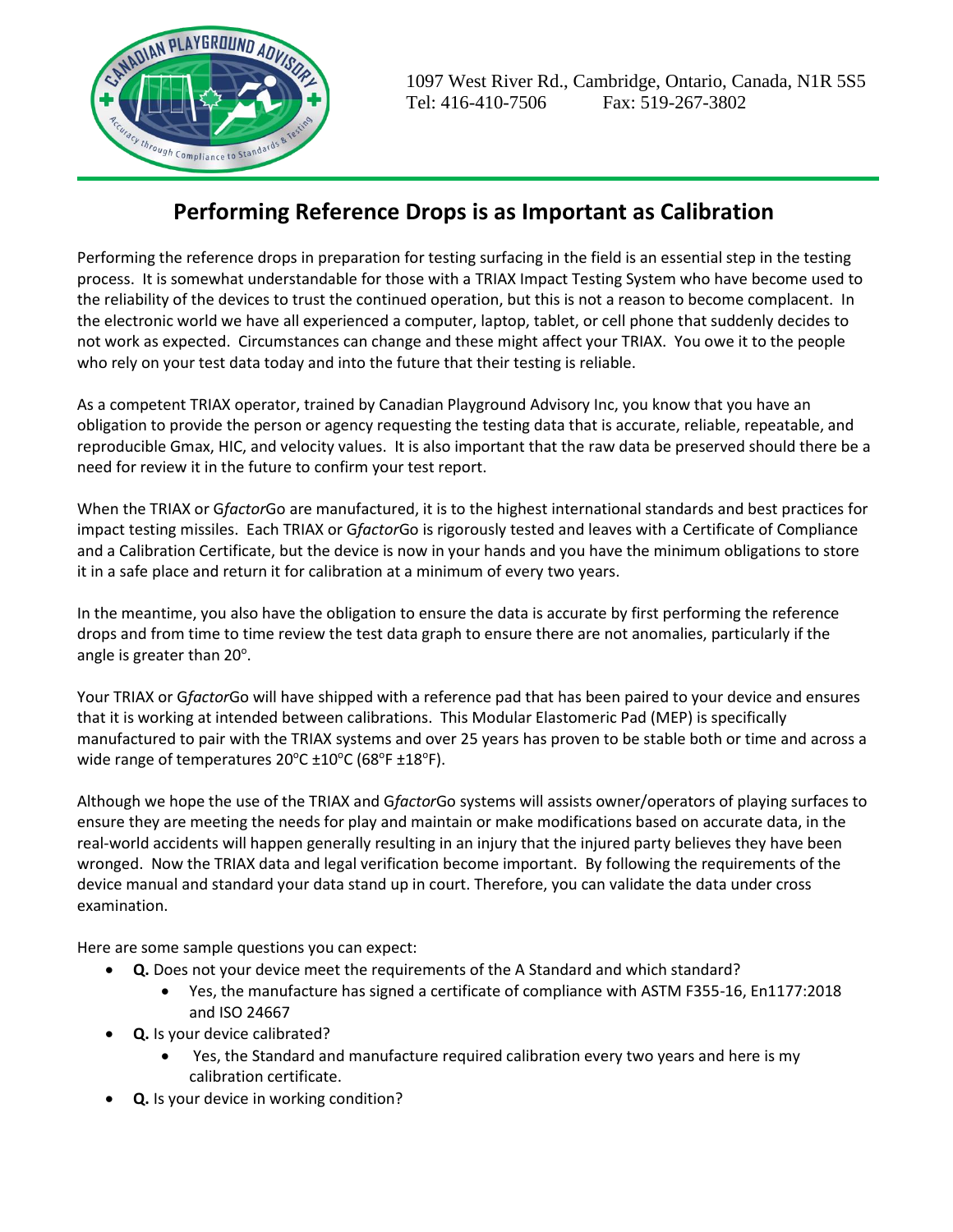1097 West River Rd., Cambridge, Ontario, Canada, N1R 5S5
Tel: 416-410-7506 Fax: 519-267-3802

# Performing Reference Drops is as Important as Calibration

Performing the reference drops in preparation for testing surfacing in the field is an essential step in the testing process. It is somewhat understandable for those with a TRIAX Impact Testing System who have become used to the reliability of the devices to trust the continued operation, but this is not a reason to become complacent. In the electronic world we have all experienced a computer, laptop, tablet, or cell phone that suddenly decides to not work as expected. Circumstances can change and these might affect your TRIAX. You owe it to the people who rely on your test data today and into the future that their testing is reliable.

As a competent TRIAX operator, trained by Canadian Playground Advisory Inc, you know that you have an obligation to provide the person or agency requesting the testing data that is accurate, reliable, repeatable, and reproducible Gmax, HIC, and velocity values. It is also important that the raw data be preserved should there be a need for review it in the future to confirm your test report.

When the TRIAX or G*factor*Go are manufactured, it is to the highest international standards and best practices for impact testing missiles. Each TRIAX or G*factor*Go is rigorously tested and leaves with a Certificate of Compliance and a Calibration Certificate, but the device is now in your hands and you have the minimum obligations to store it in a safe place and return it for calibration at a minimum of every two years.

In the meantime, you also have the obligation to ensure the data is accurate by first performing the reference drops and from time to time review the test data graph to ensure there are not anomalies, particularly if the angle is greater than 20°.

Your TRIAX or G*factor*Go will have shipped with a reference pad that has been paired to your device and ensures that it is working at intended between calibrations. This Modular Elastomeric Pad (MEP) is specifically manufactured to pair with the TRIAX systems and over 25 years has proven to be stable both or time and across a wide range of temperatures 20°C ±10°C (68°F ±18°F).

Although we hope the use of the TRIAX and G*factor*Go systems will assists owner/operators of playing surfaces to ensure they are meeting the needs for play and maintain or make modifications based on accurate data, in the real-world accidents will happen generally resulting in an injury that the injured party believes they have been wronged. Now the TRIAX data and legal verification become important. By following the requirements of the device manual and standard your data stand up in court. Therefore, you can validate the data under cross examination.

Here are some sample questions you can expect:

- **Q.** Does not your device meet the requirements of the A Standard and which standard?
    - Yes, the manufacture has signed a certificate of compliance with ASTM F355-16, En1177:2018 and ISO 24667
- **Q.** Is your device calibrated?
    - Yes, the Standard and manufacture required calibration every two years and here is my calibration certificate.
- **Q.** Is your device in working condition?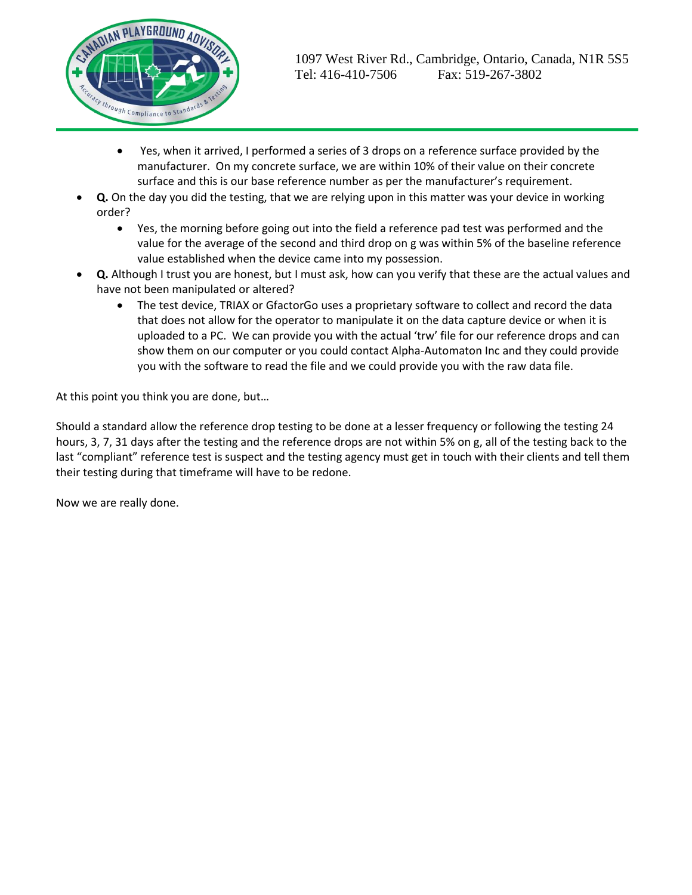- Yes, when it arrived, I performed a series of 3 drops on a reference surface provided by the manufacturer. On my concrete surface, we are within 10% of their value on their concrete surface and this is our base reference number as per the manufacturer's requirement.

- **Q.** On the day you did the testing, that we are relying upon in this matter was your device in working order?
  - Yes, the morning before going out into the field a reference pad test was performed and the value for the average of the second and third drop on g was within 5% of the baseline reference value established when the device came into my possession.
- **Q.** Although I trust you are honest, but I must ask, how can you verify that these are the actual values and have not been manipulated or altered?
  - The test device, TRIAX or GfactorGo uses a proprietary software to collect and record the data that does not allow for the operator to manipulate it on the data capture device or when it is uploaded to a PC. We can provide you with the actual 'trw' file for our reference drops and can show them on our computer or you could contact Alpha-Automaton Inc and they could provide you with the software to read the file and we could provide you with the raw data file.

At this point you think you are done, but…

Should a standard allow the reference drop testing to be done at a lesser frequency or following the testing 24 hours, 3, 7, 31 days after the testing and the reference drops are not within 5% on g, all of the testing back to the last "compliant" reference test is suspect and the testing agency must get in touch with their clients and tell them their testing during that timeframe will have to be redone.

Now we are really done.